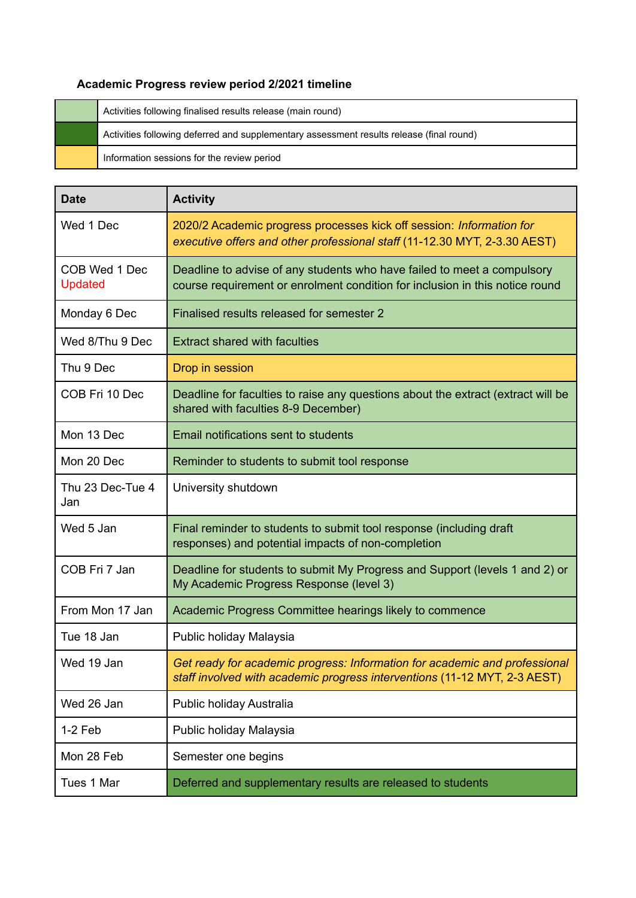**Academic Progress review period 2/2021 timeline**

| | |
|---|---|
| | Activities following finalised results release (main round) |
| | Activities following deferred and supplementary assessment results release (final round) |
| | Information sessions for the review period |

| Date | Activity |
|---|---|
| Wed 1 Dec | 2020/2 Academic progress processes kick off session: *Information for executive offers and other professional staff* (11-12.30 MYT, 2-3.30 AEST) |
| COB Wed 1 Dec Updated | Deadline to advise of any students who have failed to meet a compulsory course requirement or enrolment condition for inclusion in this notice round |
| Monday 6 Dec | Finalised results released for semester 2 |
| Wed 8/Thu 9 Dec | Extract shared with faculties |
| Thu 9 Dec | Drop in session |
| COB Fri 10 Dec | Deadline for faculties to raise any questions about the extract (extract will be shared with faculties 8-9 December) |
| Mon 13 Dec | Email notifications sent to students |
| Mon 20 Dec | Reminder to students to submit tool response |
| Thu 23 Dec-Tue 4 Jan | University shutdown |
| Wed 5 Jan | Final reminder to students to submit tool response (including draft responses) and potential impacts of non-completion |
| COB Fri 7 Jan | Deadline for students to submit My Progress and Support (levels 1 and 2) or My Academic Progress Response (level 3) |
| From Mon 17 Jan | Academic Progress Committee hearings likely to commence |
| Tue 18 Jan | Public holiday Malaysia |
| Wed 19 Jan | *Get ready for academic progress: Information for academic and professional staff involved with academic progress interventions* (11-12 MYT, 2-3 AEST) |
| Wed 26 Jan | Public holiday Australia |
| 1-2 Feb | Public holiday Malaysia |
| Mon 28 Feb | Semester one begins |
| Tues 1 Mar | Deferred and supplementary results are released to students |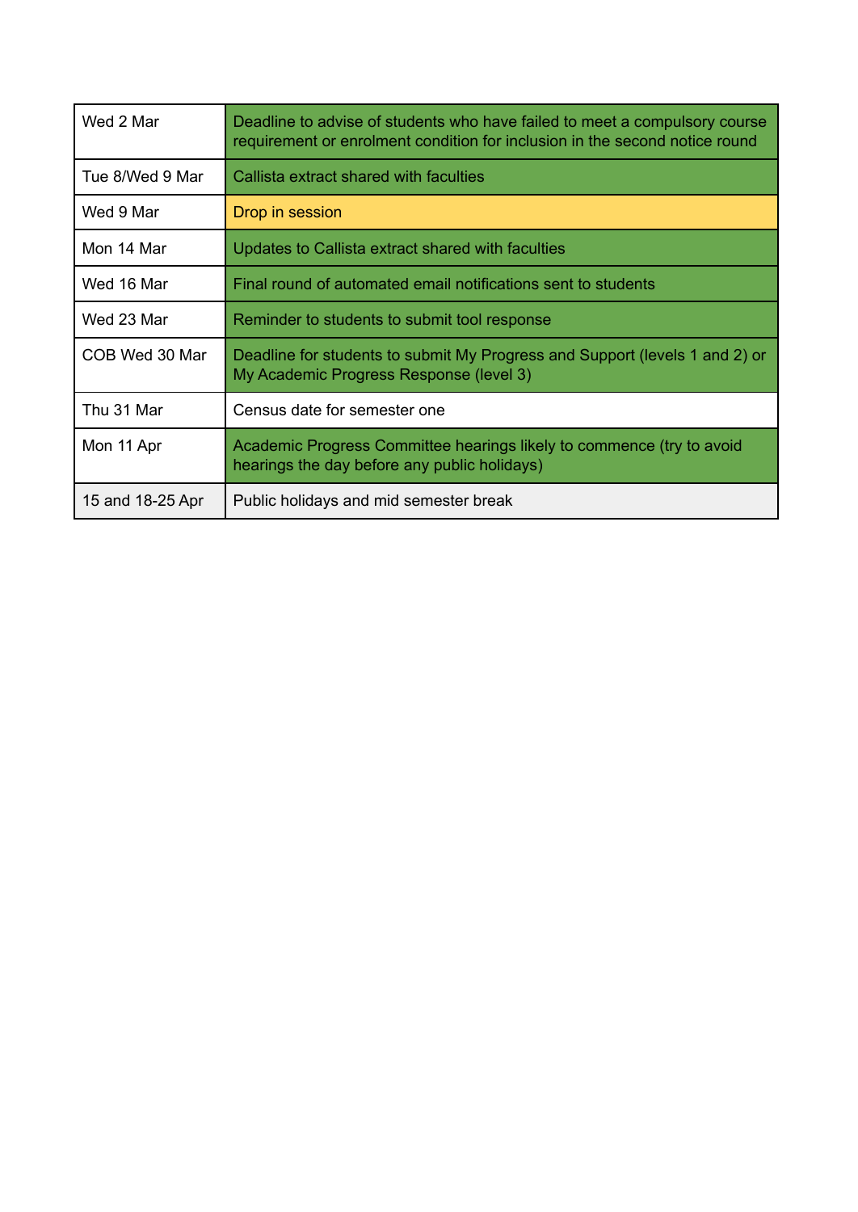| | |
|---|---|
| Wed 2 Mar | Deadline to advise of students who have failed to meet a compulsory course requirement or enrolment condition for inclusion in the second notice round |
| Tue 8/Wed 9 Mar | Callista extract shared with faculties |
| Wed 9 Mar | Drop in session |
| Mon 14 Mar | Updates to Callista extract shared with faculties |
| Wed 16 Mar | Final round of automated email notifications sent to students |
| Wed 23 Mar | Reminder to students to submit tool response |
| COB Wed 30 Mar | Deadline for students to submit My Progress and Support (levels 1 and 2) or My Academic Progress Response (level 3) |
| Thu 31 Mar | Census date for semester one |
| Mon 11 Apr | Academic Progress Committee hearings likely to commence (try to avoid hearings the day before any public holidays) |
| 15 and 18-25 Apr | Public holidays and mid semester break |